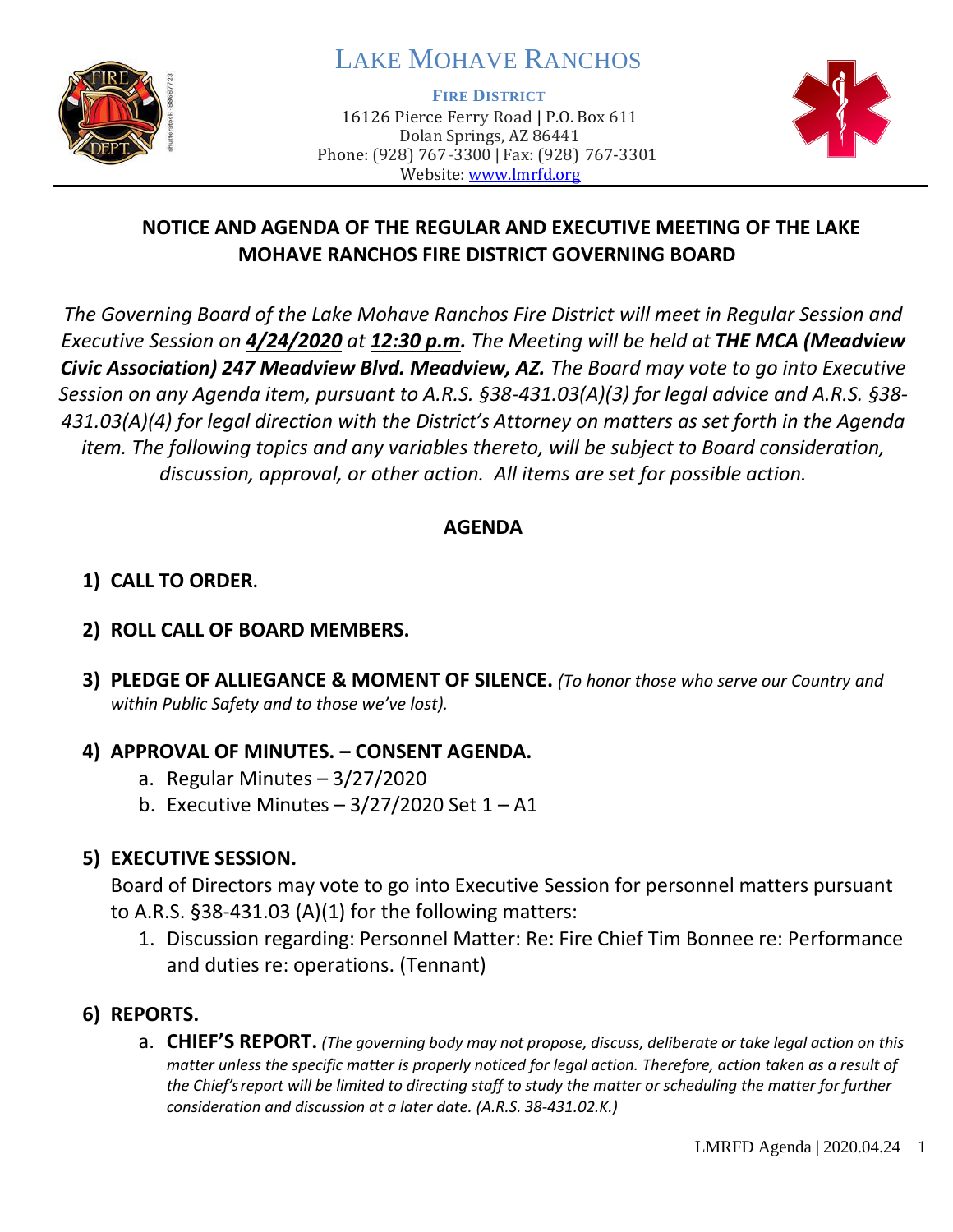# LAKE MOHAVE RANCHOS

**FIRE DISTRICT**

16126 Pierce Ferry Road | P.O. Box 611
Dolan Springs, AZ 86441
Phone: (928) 767-3300 | Fax: (928) 767-3301
Website: [www.lmrfd.org](http://www.lmrfd.org)

## NOTICE AND AGENDA OF THE REGULAR AND EXECUTIVE MEETING OF THE LAKE MOHAVE RANCHOS FIRE DISTRICT GOVERNING BOARD

*The Governing Board of the Lake Mohave Ranchos Fire District will meet in Regular Session and Executive Session on* ***4/24/2020*** *at* ***12:30 p.m.*** *The Meeting will be held at* ***THE MCA (Meadview Civic Association) 247 Meadview Blvd. Meadview, AZ.*** *The Board may vote to go into Executive Session on any Agenda item, pursuant to A.R.S. §38-431.03(A)(3) for legal advice and A.R.S. §38-431.03(A)(4) for legal direction with the District's Attorney on matters as set forth in the Agenda item. The following topics and any variables thereto, will be subject to Board consideration, discussion, approval, or other action. All items are set for possible action.*

### AGENDA

1) **CALL TO ORDER.**

2) **ROLL CALL OF BOARD MEMBERS.**

3) **PLEDGE OF ALLIEGANCE & MOMENT OF SILENCE.** *(To honor those who serve our Country and within Public Safety and to those we've lost).*

4) **APPROVAL OF MINUTES. – CONSENT AGENDA.**
   a. Regular Minutes – 3/27/2020
   b. Executive Minutes – 3/27/2020 Set 1 – A1

5) **EXECUTIVE SESSION.**

   Board of Directors may vote to go into Executive Session for personnel matters pursuant to A.R.S. §38-431.03 (A)(1) for the following matters:

   1. Discussion regarding: Personnel Matter: Re: Fire Chief Tim Bonnee re: Performance and duties re: operations. (Tennant)

6) **REPORTS.**
   a. **CHIEF'S REPORT.** *(The governing body may not propose, discuss, deliberate or take legal action on this matter unless the specific matter is properly noticed for legal action. Therefore, action taken as a result of the Chief's report will be limited to directing staff to study the matter or scheduling the matter for further consideration and discussion at a later date. (A.R.S. 38-431.02.K.)*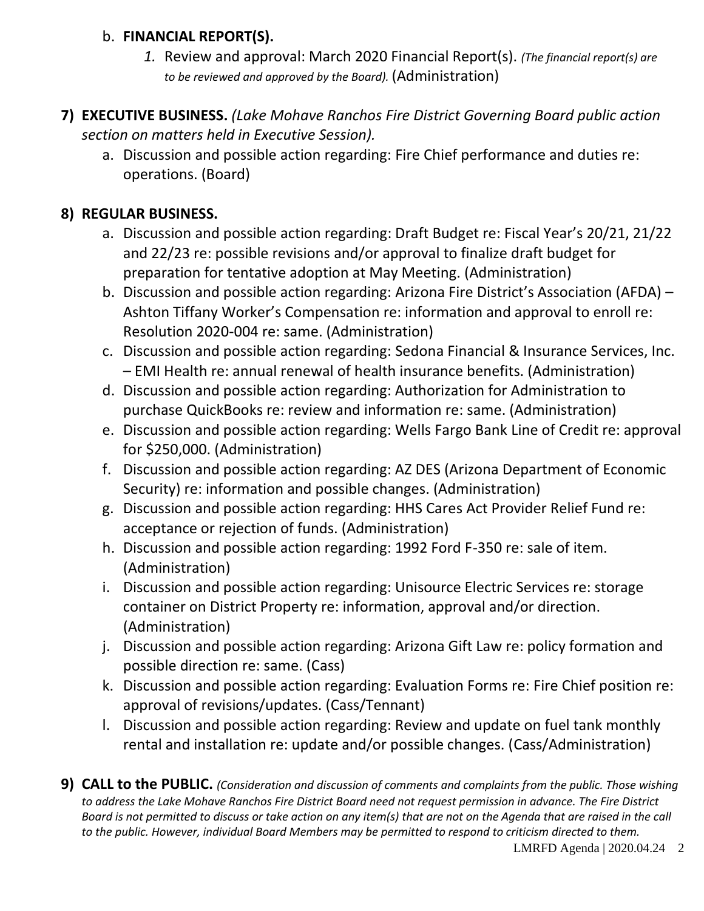b. **FINANCIAL REPORT(S).**
   1. Review and approval: March 2020 Financial Report(s). *(The financial report(s) are to be reviewed and approved by the Board).* (Administration)

**7) EXECUTIVE BUSINESS.** *(Lake Mohave Ranchos Fire District Governing Board public action section on matters held in Executive Session).*

   a. Discussion and possible action regarding: Fire Chief performance and duties re: operations. (Board)

**8) REGULAR BUSINESS.**

   a. Discussion and possible action regarding: Draft Budget re: Fiscal Year's 20/21, 21/22 and 22/23 re: possible revisions and/or approval to finalize draft budget for preparation for tentative adoption at May Meeting. (Administration)
   b. Discussion and possible action regarding: Arizona Fire District's Association (AFDA) – Ashton Tiffany Worker's Compensation re: information and approval to enroll re: Resolution 2020-004 re: same. (Administration)
   c. Discussion and possible action regarding: Sedona Financial & Insurance Services, Inc. – EMI Health re: annual renewal of health insurance benefits. (Administration)
   d. Discussion and possible action regarding: Authorization for Administration to purchase QuickBooks re: review and information re: same. (Administration)
   e. Discussion and possible action regarding: Wells Fargo Bank Line of Credit re: approval for $250,000. (Administration)
   f. Discussion and possible action regarding: AZ DES (Arizona Department of Economic Security) re: information and possible changes. (Administration)
   g. Discussion and possible action regarding: HHS Cares Act Provider Relief Fund re: acceptance or rejection of funds. (Administration)
   h. Discussion and possible action regarding: 1992 Ford F-350 re: sale of item. (Administration)
   i. Discussion and possible action regarding: Unisource Electric Services re: storage container on District Property re: information, approval and/or direction. (Administration)
   j. Discussion and possible action regarding: Arizona Gift Law re: policy formation and possible direction re: same. (Cass)
   k. Discussion and possible action regarding: Evaluation Forms re: Fire Chief position re: approval of revisions/updates. (Cass/Tennant)
   l. Discussion and possible action regarding: Review and update on fuel tank monthly rental and installation re: update and/or possible changes. (Cass/Administration)

**9) CALL to the PUBLIC.** *(Consideration and discussion of comments and complaints from the public. Those wishing to address the Lake Mohave Ranchos Fire District Board need not request permission in advance. The Fire District Board is not permitted to discuss or take action on any item(s) that are not on the Agenda that are raised in the call to the public. However, individual Board Members may be permitted to respond to criticism directed to them.*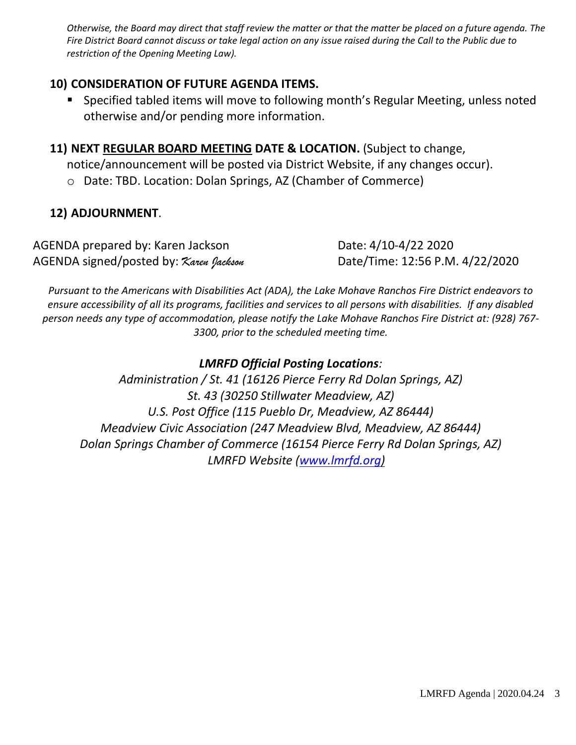*Otherwise, the Board may direct that staff review the matter or that the matter be placed on a future agenda. The Fire District Board cannot discuss or take legal action on any issue raised during the Call to the Public due to restriction of the Opening Meeting Law).*

**10) CONSIDERATION OF FUTURE AGENDA ITEMS.**

- Specified tabled items will move to following month's Regular Meeting, unless noted otherwise and/or pending more information.

**11) NEXT REGULAR BOARD MEETING DATE & LOCATION.** (Subject to change, notice/announcement will be posted via District Website, if any changes occur).

- Date: TBD. Location: Dolan Springs, AZ (Chamber of Commerce)

**12) ADJOURNMENT**.

AGENDA prepared by: Karen Jackson — Date: 4/10-4/22 2020

AGENDA signed/posted by: *Karen Jackson* — Date/Time: 12:56 P.M. 4/22/2020

*Pursuant to the Americans with Disabilities Act (ADA), the Lake Mohave Ranchos Fire District endeavors to ensure accessibility of all its programs, facilities and services to all persons with disabilities. If any disabled person needs any type of accommodation, please notify the Lake Mohave Ranchos Fire District at: (928) 767-3300, prior to the scheduled meeting time.*

***LMRFD Official Posting Locations:***

*Administration / St. 41 (16126 Pierce Ferry Rd Dolan Springs, AZ)*
*St. 43 (30250 Stillwater Meadview, AZ)*
*U.S. Post Office (115 Pueblo Dr, Meadview, AZ 86444)*
*Meadview Civic Association (247 Meadview Blvd, Meadview, AZ 86444)*
*Dolan Springs Chamber of Commerce (16154 Pierce Ferry Rd Dolan Springs, AZ)*
*LMRFD Website (www.lmrfd.org)*